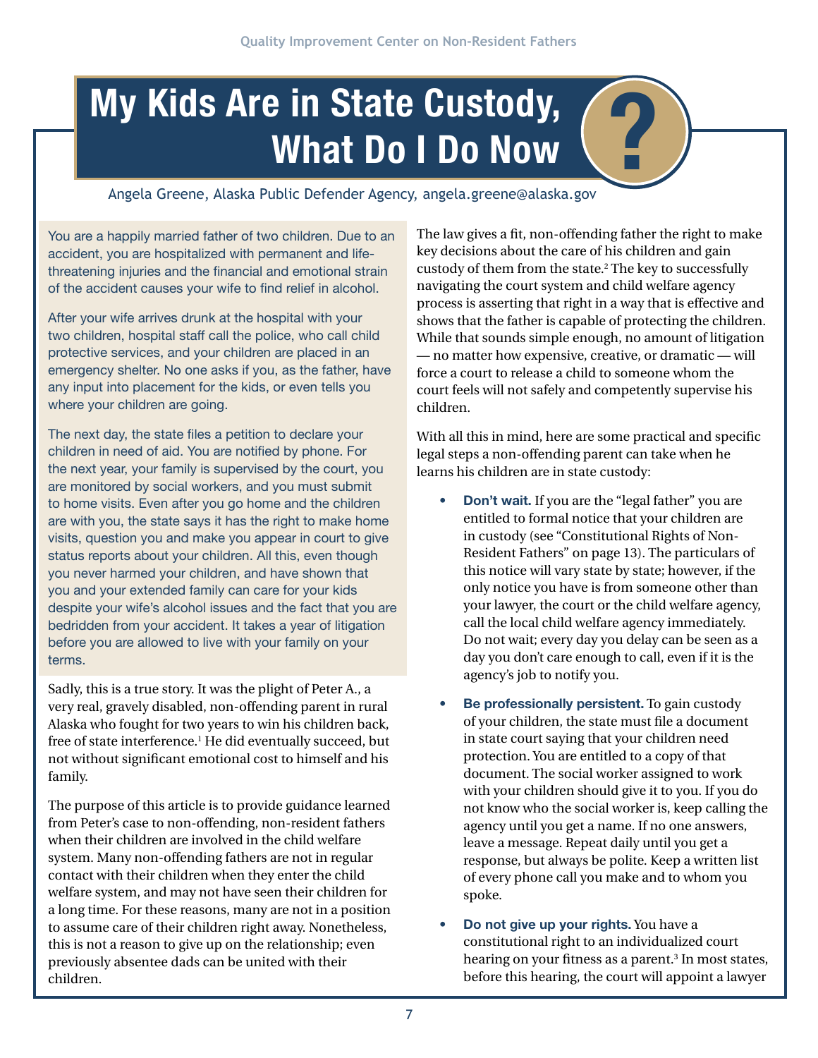# My Kids Are in State Custody, What Do I Do Now?

Angela Greene, Alaska Public Defender Agency, angela.greene@alaska.gov

You are a happily married father of two children. Due to an accident, you are hospitalized with permanent and life-threatening injuries and the financial and emotional strain of the accident causes your wife to find relief in alcohol.

After your wife arrives drunk at the hospital with your two children, hospital staff call the police, who call child protective services, and your children are placed in an emergency shelter. No one asks if you, as the father, have any input into placement for the kids, or even tells you where your children are going.

The next day, the state files a petition to declare your children in need of aid. You are notified by phone. For the next year, your family is supervised by the court, you are monitored by social workers, and you must submit to home visits. Even after you go home and the children are with you, the state says it has the right to make home visits, question you and make you appear in court to give status reports about your children. All this, even though you never harmed your children, and have shown that you and your extended family can care for your kids despite your wife's alcohol issues and the fact that you are bedridden from your accident. It takes a year of litigation before you are allowed to live with your family on your terms.

Sadly, this is a true story. It was the plight of Peter A., a very real, gravely disabled, non-offending parent in rural Alaska who fought for two years to win his children back, free of state interference.[1] He did eventually succeed, but not without significant emotional cost to himself and his family.

The purpose of this article is to provide guidance learned from Peter's case to non-offending, non-resident fathers when their children are involved in the child welfare system. Many non-offending fathers are not in regular contact with their children when they enter the child welfare system, and may not have seen their children for a long time. For these reasons, many are not in a position to assume care of their children right away. Nonetheless, this is not a reason to give up on the relationship; even previously absentee dads can be united with their children.

The law gives a fit, non-offending father the right to make key decisions about the care of his children and gain custody of them from the state.[2] The key to successfully navigating the court system and child welfare agency process is asserting that right in a way that is effective and shows that the father is capable of protecting the children. While that sounds simple enough, no amount of litigation — no matter how expensive, creative, or dramatic — will force a court to release a child to someone whom the court feels will not safely and competently supervise his children.

With all this in mind, here are some practical and specific legal steps a non-offending parent can take when he learns his children are in state custody:

- **Don't wait.** If you are the "legal father" you are entitled to formal notice that your children are in custody (see "Constitutional Rights of Non-Resident Fathers" on page 13). The particulars of this notice will vary state by state; however, if the only notice you have is from someone other than your lawyer, the court or the child welfare agency, call the local child welfare agency immediately. Do not wait; every day you delay can be seen as a day you don't care enough to call, even if it is the agency's job to notify you.
- **Be professionally persistent.** To gain custody of your children, the state must file a document in state court saying that your children need protection. You are entitled to a copy of that document. The social worker assigned to work with your children should give it to you. If you do not know who the social worker is, keep calling the agency until you get a name. If no one answers, leave a message. Repeat daily until you get a response, but always be polite. Keep a written list of every phone call you make and to whom you spoke.
- **Do not give up your rights.** You have a constitutional right to an individualized court hearing on your fitness as a parent.[3] In most states, before this hearing, the court will appoint a lawyer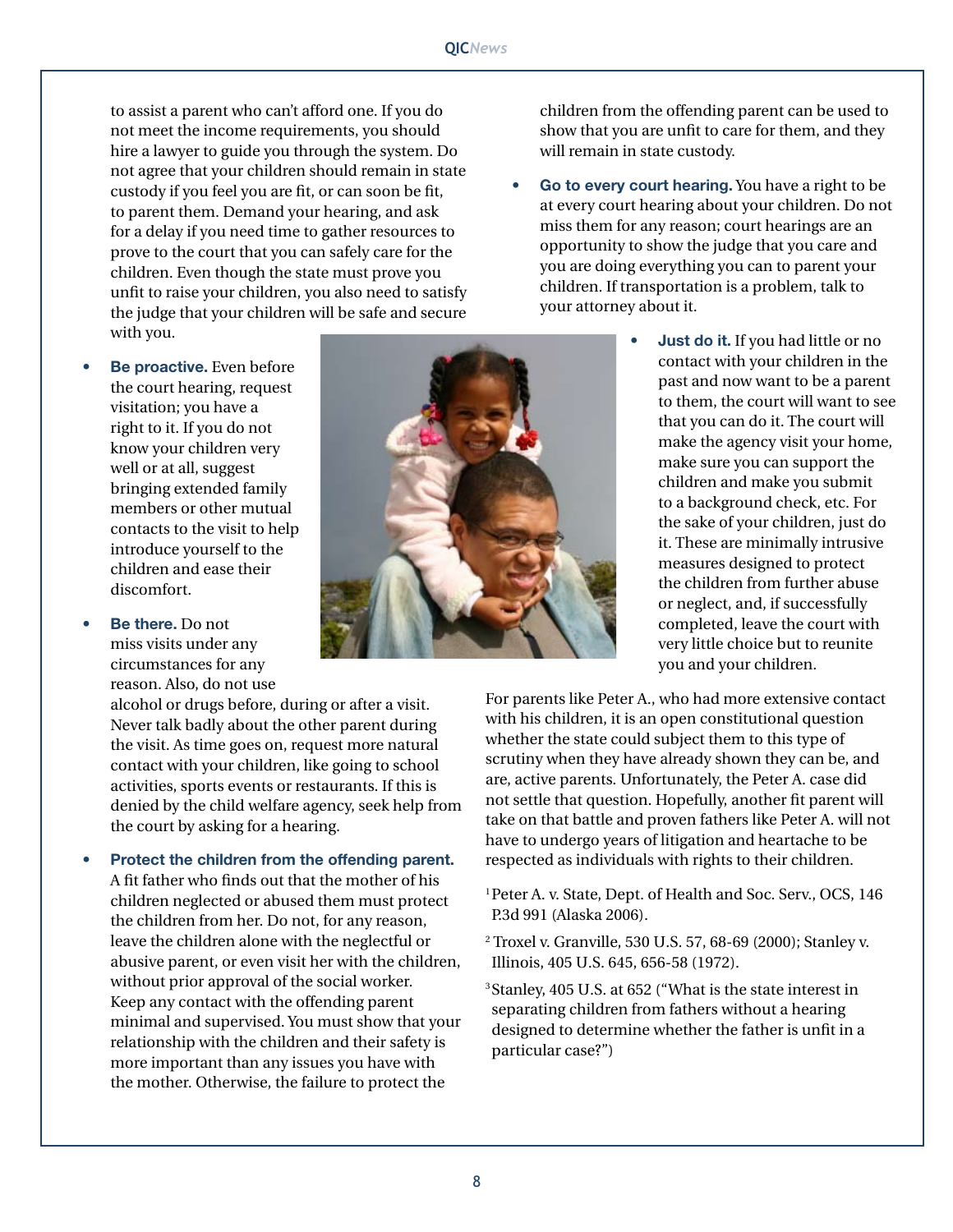to assist a parent who can't afford one. If you do not meet the income requirements, you should hire a lawyer to guide you through the system. Do not agree that your children should remain in state custody if you feel you are fit, or can soon be fit, to parent them. Demand your hearing, and ask for a delay if you need time to gather resources to prove to the court that you can safely care for the children. Even though the state must prove you unfit to raise your children, you also need to satisfy the judge that your children will be safe and secure with you.

- **Be proactive.** Even before the court hearing, request visitation; you have a right to it. If you do not know your children very well or at all, suggest bringing extended family members or other mutual contacts to the visit to help introduce yourself to the children and ease their discomfort.
- **Be there.** Do not miss visits under any circumstances for any reason. Also, do not use alcohol or drugs before, during or after a visit. Never talk badly about the other parent during the visit. As time goes on, request more natural contact with your children, like going to school activities, sports events or restaurants. If this is denied by the child welfare agency, seek help from the court by asking for a hearing.
- **Protect the children from the offending parent.** A fit father who finds out that the mother of his children neglected or abused them must protect the children from her. Do not, for any reason, leave the children alone with the neglectful or abusive parent, or even visit her with the children, without prior approval of the social worker. Keep any contact with the offending parent minimal and supervised. You must show that your relationship with the children and their safety is more important than any issues you have with the mother. Otherwise, the failure to protect the children from the offending parent can be used to show that you are unfit to care for them, and they will remain in state custody.
- **Go to every court hearing.** You have a right to be at every court hearing about your children. Do not miss them for any reason; court hearings are an opportunity to show the judge that you care and you are doing everything you can to parent your children. If transportation is a problem, talk to your attorney about it.
- **Just do it.** If you had little or no contact with your children in the past and now want to be a parent to them, the court will want to see that you can do it. The court will make the agency visit your home, make sure you can support the children and make you submit to a background check, etc. For the sake of your children, just do it. These are minimally intrusive measures designed to protect the children from further abuse or neglect, and, if successfully completed, leave the court with very little choice but to reunite you and your children.

For parents like Peter A., who had more extensive contact with his children, it is an open constitutional question whether the state could subject them to this type of scrutiny when they have already shown they can be, and are, active parents. Unfortunately, the Peter A. case did not settle that question. Hopefully, another fit parent will take on that battle and proven fathers like Peter A. will not have to undergo years of litigation and heartache to be respected as individuals with rights to their children.

[1] Peter A. v. State, Dept. of Health and Soc. Serv., OCS, 146 P.3d 991 (Alaska 2006).

[2] Troxel v. Granville, 530 U.S. 57, 68-69 (2000); Stanley v. Illinois, 405 U.S. 645, 656-58 (1972).

[3] Stanley, 405 U.S. at 652 ("What is the state interest in separating children from fathers without a hearing designed to determine whether the father is unfit in a particular case?")